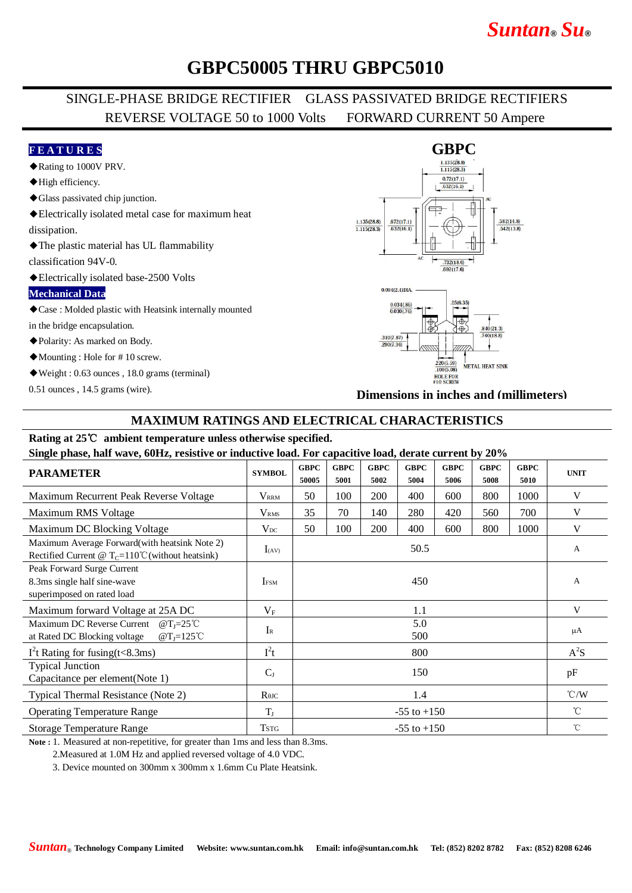# GBPC50005 THRU GBPC5010

SINGLE-PHASE BRIDGE RECTIFIER GLASS PASSIVATED BRIDGE RECTIFIERS
REVERSE VOLTAGE 50 to 1000 Volts FORWARD CURRENT 50 Ampere

## FEATURES

- ◆Rating to 1000V PRV.
- ◆High efficiency.
- ◆Glass passivated chip junction.
- ◆Electrically isolated metal case for maximum heat dissipation.
- ◆The plastic material has UL flammability classification 94V-0.
- ◆Electrically isolated base-2500 Volts

## Mechanical Data

- ◆Case : Molded plastic with Heatsink internally mounted in the bridge encapsulation.
- ◆Polarity: As marked on Body.
- ◆Mounting : Hole for # 10 screw.
- ◆Weight : 0.63 ounces , 18.0 grams (terminal) 0.51 ounces , 14.5 grams (wire).

GBPC

Dimensions in inches and (millimeters)

## MAXIMUM RATINGS AND ELECTRICAL CHARACTERISTICS

**Rating at 25℃ ambient temperature unless otherwise specified.**
**Single phase, half wave, 60Hz, resistive or inductive load. For capacitive load, derate current by 20%**

| PARAMETER | SYMBOL | GBPC 50005 | GBPC 5001 | GBPC 5002 | GBPC 5004 | GBPC 5006 | GBPC 5008 | GBPC 5010 | UNIT |
|---|---|---|---|---|---|---|---|---|---|
| Maximum Recurrent Peak Reverse Voltage | $V_{RRM}$ | 50 | 100 | 200 | 400 | 600 | 800 | 1000 | V |
| Maximum RMS Voltage | $V_{RMS}$ | 35 | 70 | 140 | 280 | 420 | 560 | 700 | V |
| Maximum DC Blocking Voltage | $V_{DC}$ | 50 | 100 | 200 | 400 | 600 | 800 | 1000 | V |
| Maximum Average Forward(with heatsink Note 2) Rectified Current @ $T_C$=110℃(without heatsink) | $I_{(AV)}$ | 50.5 | | | | | | | A |
| Peak Forward Surge Current 8.3ms single half sine-wave superimposed on rated load | $I_{FSM}$ | 450 | | | | | | | A |
| Maximum forward Voltage at 25A DC | $V_F$ | 1.1 | | | | | | | V |
| Maximum DC Reverse Current @$T_J$=25℃ at Rated DC Blocking voltage @$T_J$=125℃ | $I_R$ | 5.0 / 500 | | | | | | | μA |
| $I^2t$ Rating for fusing(t<8.3ms) | $I^2t$ | 800 | | | | | | | $A^2S$ |
| Typical Junction Capacitance per element(Note 1) | $C_J$ | 150 | | | | | | | pF |
| Typical Thermal Resistance (Note 2) | $R_{\theta JC}$ | 1.4 | | | | | | | ℃/W |
| Operating Temperature Range | $T_J$ | -55 to +150 | | | | | | | ℃ |
| Storage Temperature Range | $T_{STG}$ | -55 to +150 | | | | | | | ℃ |

**Note :** 1. Measured at non-repetitive, for greater than 1ms and less than 8.3ms.
2.Measured at 1.0M Hz and applied reversed voltage of 4.0 VDC.
3. Device mounted on 300mm x 300mm x 1.6mm Cu Plate Heatsink.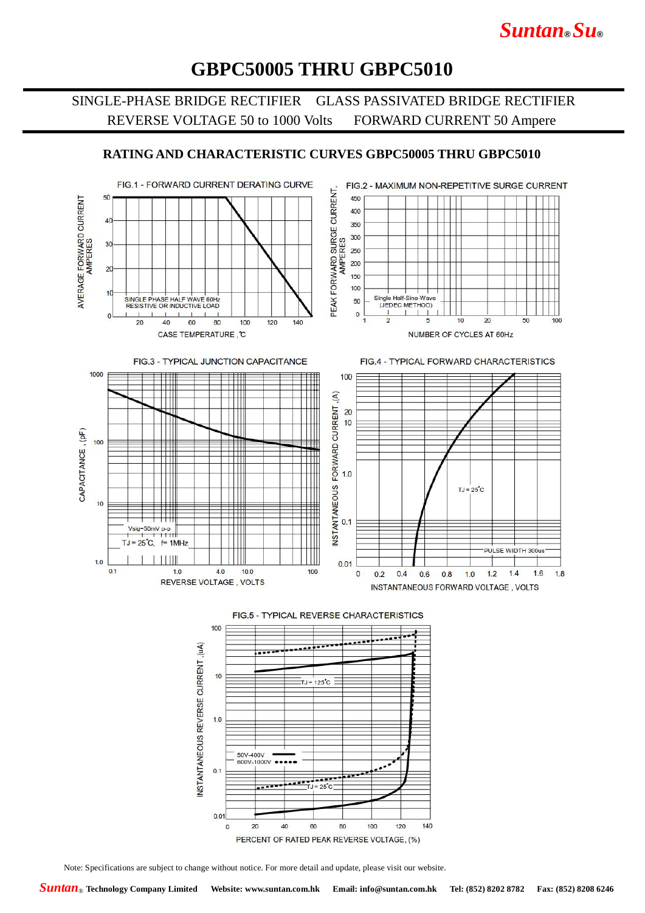# GBPC50005 THRU GBPC5010

SINGLE-PHASE BRIDGE RECTIFIER GLASS PASSIVATED BRIDGE RECTIFIER

REVERSE VOLTAGE 50 to 1000 Volts FORWARD CURRENT 50 Ampere

## RATING AND CHARACTERISTIC CURVES GBPC50005 THRU GBPC5010

FIG.1 - FORWARD CURRENT DERATING CURVE

AVERAGE FORWARD CURRENT AMPERES

50
40
30
20
10
0

SINGLE PHASE HALF WAVE 60Hz
RESISTIVE OR INDUCTIVE LOAD

20 40 60 80 100 120 140

CASE TEMPERATURE ,℃

FIG.2 - MAXIMUM NON-REPETITIVE SURGE CURRENT

PEAK FORWARD SURGE CURRENT, AMPERES

450
400
350
300
250
200
150
100
50
0

Single Half-Sine-Wave
(JEDEC METHOD)

1 2 5 10 20 50 100

NUMBER OF CYCLES AT 60Hz

FIG.3 - TYPICAL JUNCTION CAPACITANCE

CAPACITANCE ,(pF)

1000
100
10
1.0

Vsig=50mV p-p
TJ = 25℃, f= 1MHz

0.1 1.0 4.0 10.0 100

REVERSE VOLTAGE , VOLTS

FIG.4 - TYPICAL FORWARD CHARACTERISTICS

INSTANTANEOUS FORWARD CURRENT ,(A)

100
20
10
1.0
0.1
0.01

TJ = 25℃

PULSE WIDTH 300us

0 0.2 0.4 0.6 0.8 1.0 1.2 1.4 1.6 1.8

INSTANTANEOUS FORWARD VOLTAGE , VOLTS

FIG.5 - TYPICAL REVERSE CHARACTERISTICS

INSTANTANEOUS REVERSE CURRENT ,(uA)

100
10
1.0
0.1
0.01

TJ = 125℃

50V-400V
600V-1000V

TJ = 25℃

0 20 40 60 80 100 120 140

PERCENT OF RATED PEAK REVERSE VOLTAGE, (%)

Note: Specifications are subject to change without notice. For more detail and update, please visit our website.

Suntan® Technology Company Limited Website: www.suntan.com.hk Email: info@suntan.com.hk Tel: (852) 8202 8782 Fax: (852) 8208 6246